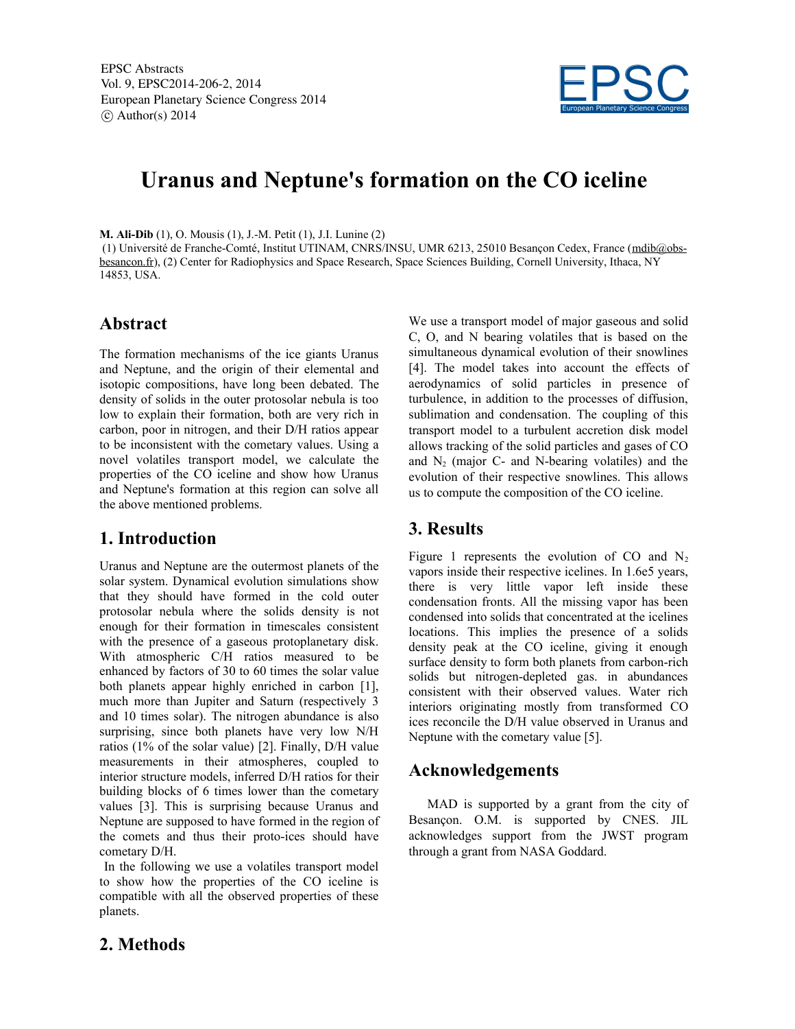# Uranus and Neptune's formation on the CO iceline

**M. Ali-Dib** (1), O. Mousis (1), J.-M. Petit (1), J.I. Lunine (2)

(1) Université de Franche-Comté, Institut UTINAM, CNRS/INSU, UMR 6213, 25010 Besançon Cedex, France (mdib@obs-besancon.fr), (2) Center for Radiophysics and Space Research, Space Sciences Building, Cornell University, Ithaca, NY 14853, USA.

## Abstract

The formation mechanisms of the ice giants Uranus and Neptune, and the origin of their elemental and isotopic compositions, have long been debated. The density of solids in the outer protosolar nebula is too low to explain their formation, both are very rich in carbon, poor in nitrogen, and their D/H ratios appear to be inconsistent with the cometary values. Using a novel volatiles transport model, we calculate the properties of the CO iceline and show how Uranus and Neptune's formation at this region can solve all the above mentioned problems.

## 1. Introduction

Uranus and Neptune are the outermost planets of the solar system. Dynamical evolution simulations show that they should have formed in the cold outer protosolar nebula where the solids density is not enough for their formation in timescales consistent with the presence of a gaseous protoplanetary disk. With atmospheric C/H ratios measured to be enhanced by factors of 30 to 60 times the solar value both planets appear highly enriched in carbon [1], much more than Jupiter and Saturn (respectively 3 and 10 times solar). The nitrogen abundance is also surprising, since both planets have very low N/H ratios (1% of the solar value) [2]. Finally, D/H value measurements in their atmospheres, coupled to interior structure models, inferred D/H ratios for their building blocks of 6 times lower than the cometary values [3]. This is surprising because Uranus and Neptune are supposed to have formed in the region of the comets and thus their proto-ices should have cometary D/H.

In the following we use a volatiles transport model to show how the properties of the CO iceline is compatible with all the observed properties of these planets.

## 2. Methods

We use a transport model of major gaseous and solid C, O, and N bearing volatiles that is based on the simultaneous dynamical evolution of their snowlines [4]. The model takes into account the effects of aerodynamics of solid particles in presence of turbulence, in addition to the processes of diffusion, sublimation and condensation. The coupling of this transport model to a turbulent accretion disk model allows tracking of the solid particles and gases of CO and $N_2$ (major C- and N-bearing volatiles) and the evolution of their respective snowlines. This allows us to compute the composition of the CO iceline.

## 3. Results

Figure 1 represents the evolution of CO and $N_2$ vapors inside their respective icelines. In 1.6e5 years, there is very little vapor left inside these condensation fronts. All the missing vapor has been condensed into solids that concentrated at the icelines locations. This implies the presence of a solids density peak at the CO iceline, giving it enough surface density to form both planets from carbon-rich solids but nitrogen-depleted gas. in abundances consistent with their observed values. Water rich interiors originating mostly from transformed CO ices reconcile the D/H value observed in Uranus and Neptune with the cometary value [5].

## Acknowledgements

MAD is supported by a grant from the city of Besançon. O.M. is supported by CNES. JIL acknowledges support from the JWST program through a grant from NASA Goddard.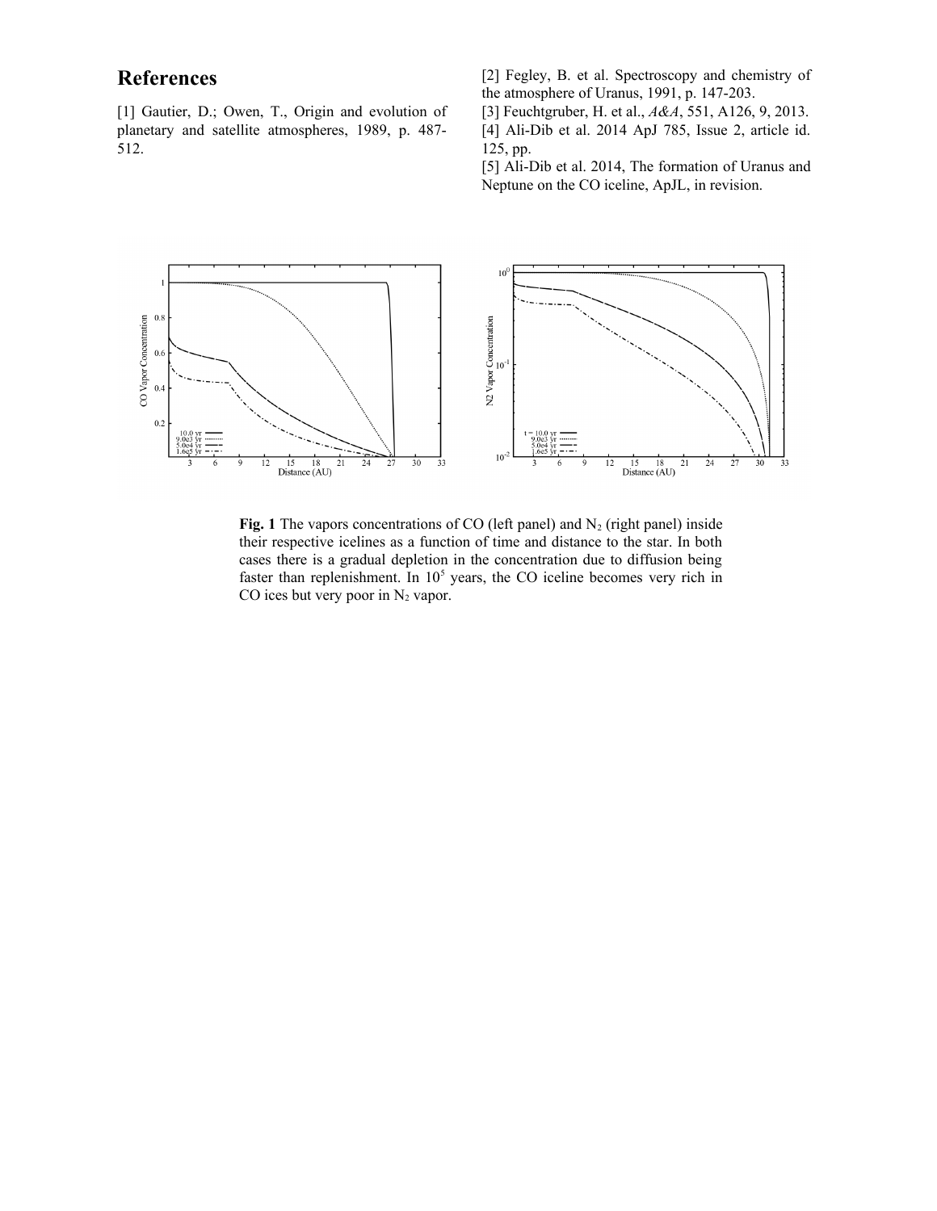## References

[1] Gautier, D.; Owen, T., Origin and evolution of planetary and satellite atmospheres, 1989, p. 487-512.

[2] Fegley, B. et al. Spectroscopy and chemistry of the atmosphere of Uranus, 1991, p. 147-203.

[3] Feuchtgruber, H. et al., *A&A*, 551, A126, 9, 2013.

[4] Ali-Dib et al. 2014 ApJ 785, Issue 2, article id. 125, pp.

[5] Ali-Dib et al. 2014, The formation of Uranus and Neptune on the CO iceline, ApJL, in revision.

CO Vapor Concentration
1
0.8
0.6
0.4
0.2
10.0 yr
9.0e3 yr
5.0e4 yr
1.6e5 yr
3 6 9 12 15 18 21 24 27 30 33
Distance (AU)

N2 Vapor Concentration
$10^{0}$
$10^{-1}$
$10^{-2}$
t = 10.0 yr
9.0e3 yr
5.0e4 yr
1.6e5 yr
3 6 9 12 15 18 21 24 27 30 33
Distance (AU)

**Fig. 1** The vapors concentrations of CO (left panel) and $N_2$ (right panel) inside their respective icelines as a function of time and distance to the star. In both cases there is a gradual depletion in the concentration due to diffusion being faster than replenishment. In $10^5$ years, the CO iceline becomes very rich in CO ices but very poor in $N_2$ vapor.